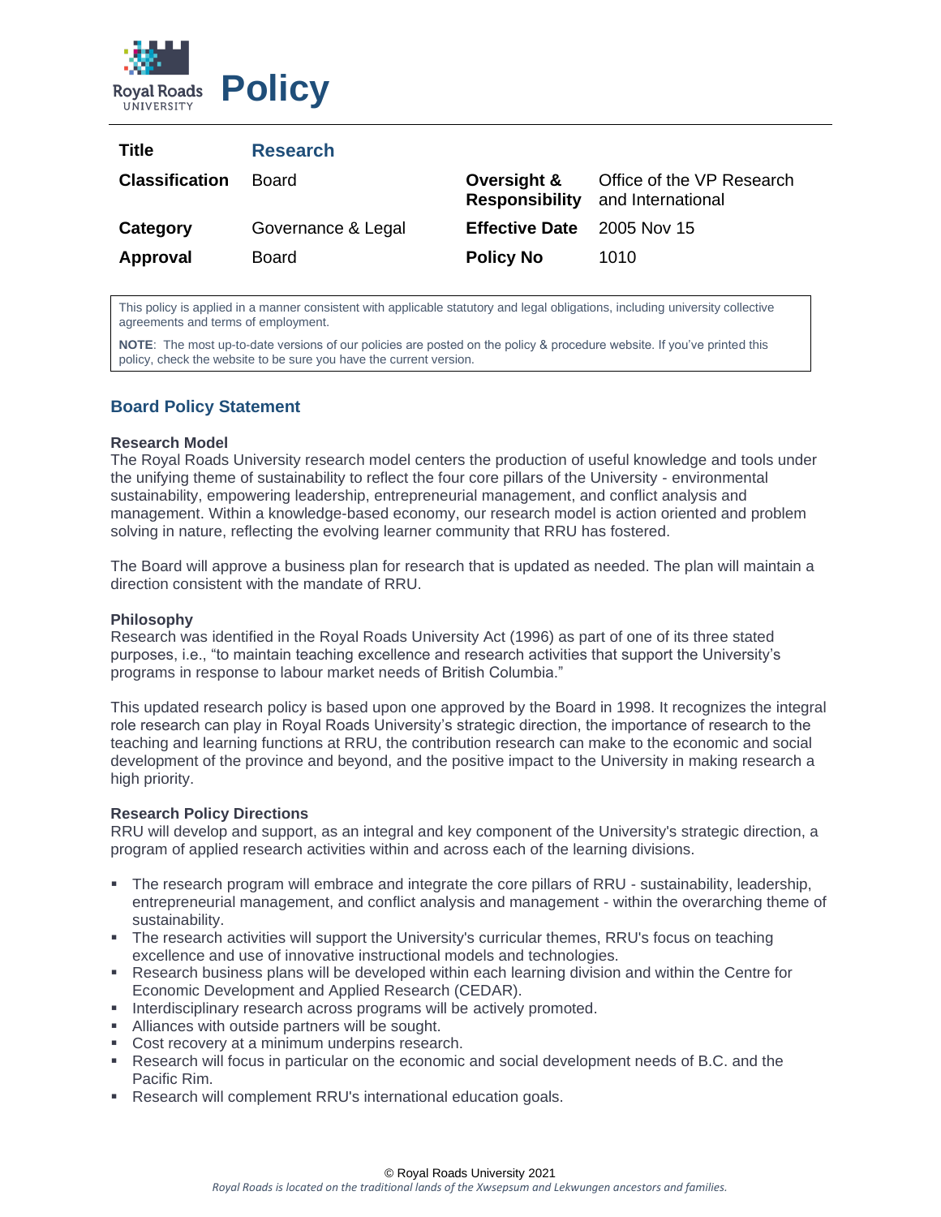# Policy

| | | | |
|---|---|---|---|
| **Title** | **Research** | | |
| **Classification** | Board | **Oversight & Responsibility** | Office of the VP Research and International |
| **Category** | Governance & Legal | **Effective Date** | 2005 Nov 15 |
| **Approval** | Board | **Policy No** | 1010 |

This policy is applied in a manner consistent with applicable statutory and legal obligations, including university collective agreements and terms of employment.

**NOTE**: The most up-to-date versions of our policies are posted on the policy & procedure website. If you've printed this policy, check the website to be sure you have the current version.

## Board Policy Statement

### Research Model

The Royal Roads University research model centers the production of useful knowledge and tools under the unifying theme of sustainability to reflect the four core pillars of the University - environmental sustainability, empowering leadership, entrepreneurial management, and conflict analysis and management. Within a knowledge-based economy, our research model is action oriented and problem solving in nature, reflecting the evolving learner community that RRU has fostered.

The Board will approve a business plan for research that is updated as needed. The plan will maintain a direction consistent with the mandate of RRU.

### Philosophy

Research was identified in the Royal Roads University Act (1996) as part of one of its three stated purposes, i.e., "to maintain teaching excellence and research activities that support the University's programs in response to labour market needs of British Columbia."

This updated research policy is based upon one approved by the Board in 1998. It recognizes the integral role research can play in Royal Roads University's strategic direction, the importance of research to the teaching and learning functions at RRU, the contribution research can make to the economic and social development of the province and beyond, and the positive impact to the University in making research a high priority.

### Research Policy Directions

RRU will develop and support, as an integral and key component of the University's strategic direction, a program of applied research activities within and across each of the learning divisions.

- The research program will embrace and integrate the core pillars of RRU - sustainability, leadership, entrepreneurial management, and conflict analysis and management - within the overarching theme of sustainability.
- The research activities will support the University's curricular themes, RRU's focus on teaching excellence and use of innovative instructional models and technologies.
- Research business plans will be developed within each learning division and within the Centre for Economic Development and Applied Research (CEDAR).
- Interdisciplinary research across programs will be actively promoted.
- Alliances with outside partners will be sought.
- Cost recovery at a minimum underpins research.
- Research will focus in particular on the economic and social development needs of B.C. and the Pacific Rim.
- Research will complement RRU's international education goals.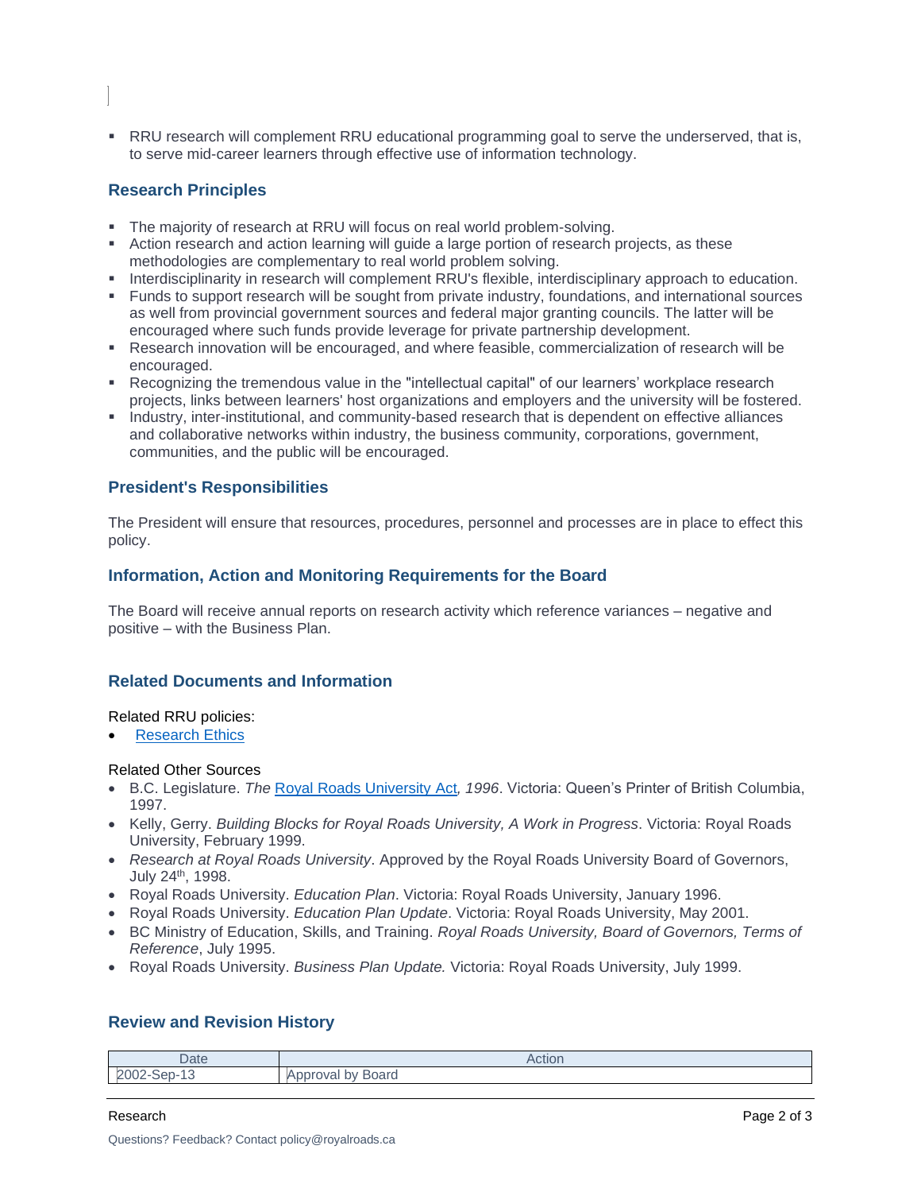- RRU research will complement RRU educational programming goal to serve the underserved, that is, to serve mid-career learners through effective use of information technology.

## Research Principles

- The majority of research at RRU will focus on real world problem-solving.
- Action research and action learning will guide a large portion of research projects, as these methodologies are complementary to real world problem solving.
- Interdisciplinarity in research will complement RRU's flexible, interdisciplinary approach to education.
- Funds to support research will be sought from private industry, foundations, and international sources as well from provincial government sources and federal major granting councils. The latter will be encouraged where such funds provide leverage for private partnership development.
- Research innovation will be encouraged, and where feasible, commercialization of research will be encouraged.
- Recognizing the tremendous value in the "intellectual capital" of our learners' workplace research projects, links between learners' host organizations and employers and the university will be fostered.
- Industry, inter-institutional, and community-based research that is dependent on effective alliances and collaborative networks within industry, the business community, corporations, government, communities, and the public will be encouraged.

## President's Responsibilities

The President will ensure that resources, procedures, personnel and processes are in place to effect this policy.

## Information, Action and Monitoring Requirements for the Board

The Board will receive annual reports on research activity which reference variances – negative and positive – with the Business Plan.

## Related Documents and Information

Related RRU policies:

- Research Ethics

Related Other Sources

- B.C. Legislature. *The* Royal Roads University Act*, 1996*. Victoria: Queen's Printer of British Columbia, 1997.
- Kelly, Gerry. *Building Blocks for Royal Roads University, A Work in Progress*. Victoria: Royal Roads University, February 1999.
- *Research at Royal Roads University*. Approved by the Royal Roads University Board of Governors, July 24th, 1998.
- Royal Roads University. *Education Plan*. Victoria: Royal Roads University, January 1996.
- Royal Roads University. *Education Plan Update*. Victoria: Royal Roads University, May 2001.
- BC Ministry of Education, Skills, and Training. *Royal Roads University, Board of Governors, Terms of Reference*, July 1995.
- Royal Roads University. *Business Plan Update.* Victoria: Royal Roads University, July 1999.

## Review and Revision History

| Date | Action |
|---|---|
| 2002-Sep-13 | Approval by Board |

Questions? Feedback? Contact policy@royalroads.ca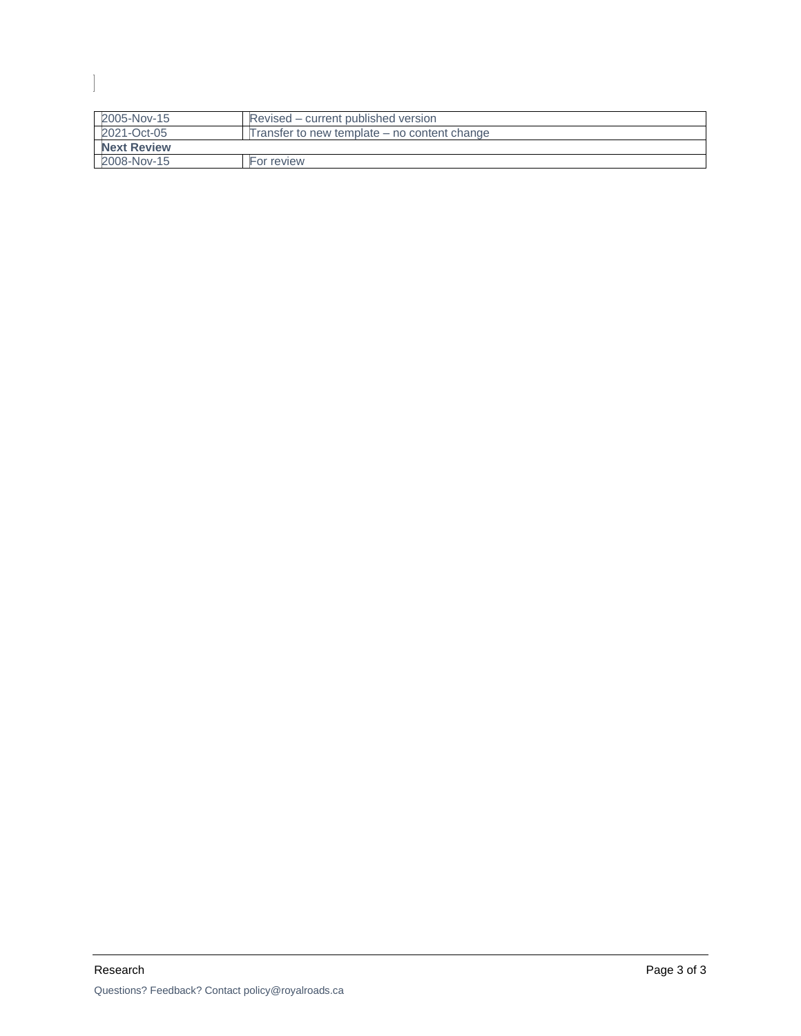| | |
|---|---|
| 2005-Nov-15 | Revised – current published version |
| 2021-Oct-05 | Transfer to new template – no content change |
| **Next Review** | |
| 2008-Nov-15 | For review |

Questions? Feedback? Contact policy@royalroads.ca